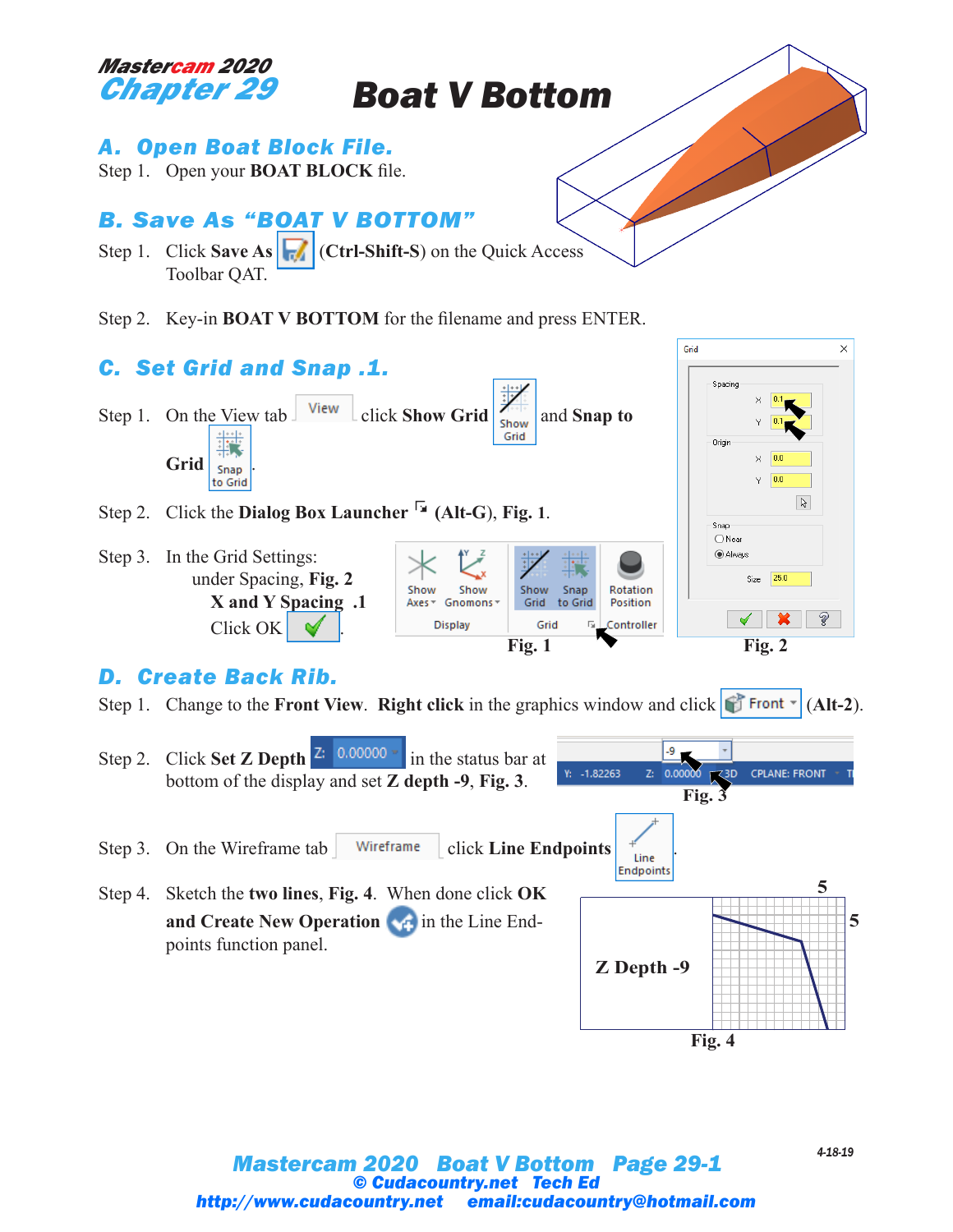Mastercam 2020
Chapter 29

# Boat V Bottom

## A. Open Boat Block File.

Step 1. Open your **BOAT BLOCK** file.

## B. Save As "BOAT V BOTTOM"

Step 1. Click **Save As** (**Ctrl-Shift-S**) on the Quick Access Toolbar QAT.

Step 2. Key-in **BOAT V BOTTOM** for the filename and press ENTER.

## C. Set Grid and Snap .1.

Step 1. On the View tab click **Show Grid** and **Snap to Grid**.

Step 2. Click the **Dialog Box Launcher** (**Alt-G**), **Fig. 1**.

Step 3. In the Grid Settings:
under Spacing, **Fig. 2**
**X and Y Spacing .1**
Click OK.

**Fig. 1**

**Fig. 2**

## D. Create Back Rib.

Step 1. Change to the **Front View**. **Right click** in the graphics window and click Front (**Alt-2**).

Step 2. Click **Set Z Depth** in the status bar at bottom of the display and set **Z depth -9**, **Fig. 3**.

**Fig. 3**

Step 3. On the Wireframe tab click **Line Endpoints**.

Step 4. Sketch the **two lines**, **Fig. 4**. When done click **OK and Create New Operation** in the Line Endpoints function panel.

Z Depth -9

**Fig. 4**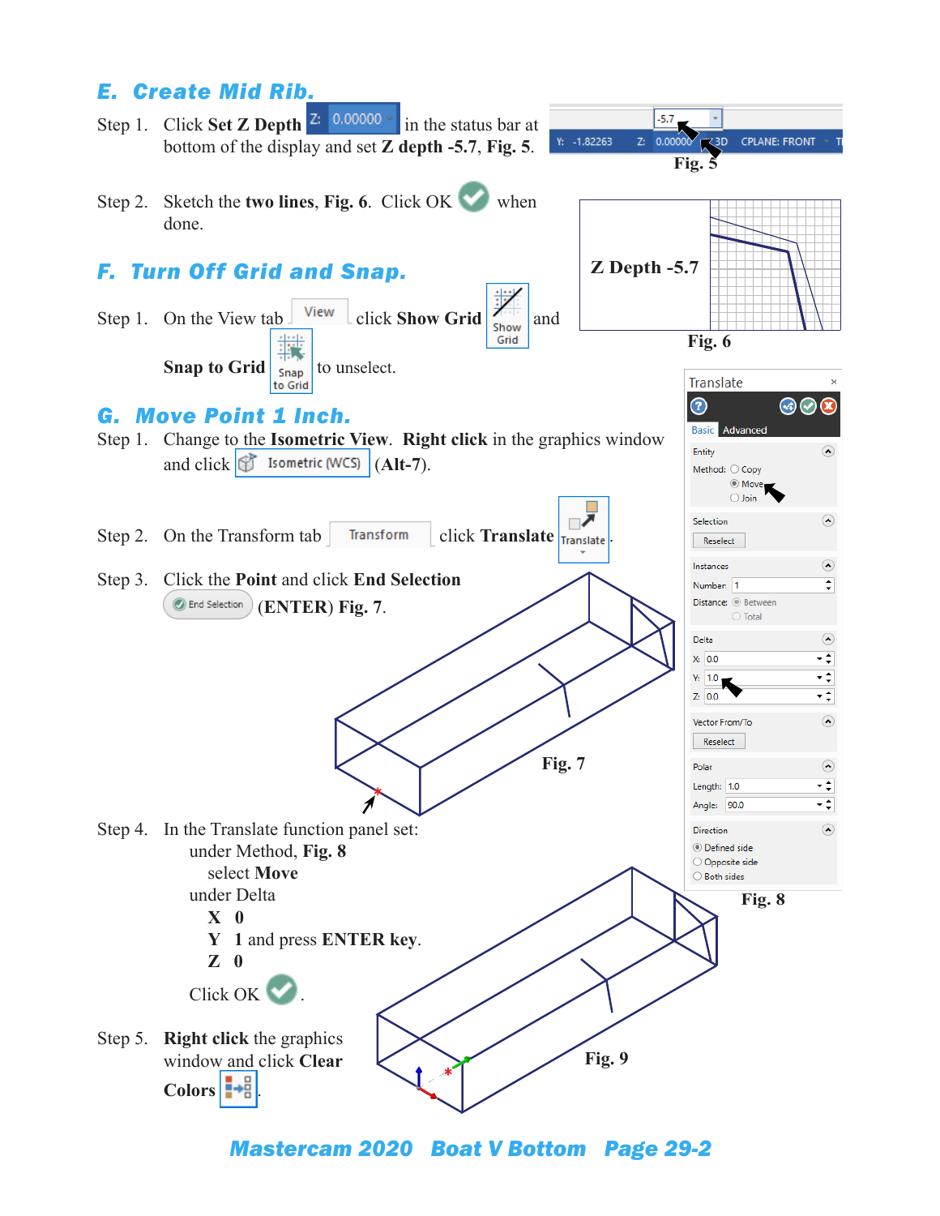## E. Create Mid Rib.

Step 1. Click **Set Z Depth** Z: 0.00000 in the status bar at bottom of the display and set **Z depth -5.7, Fig. 5**.

**Fig. 5**

Step 2. Sketch the **two lines, Fig. 6**. Click OK when done.

**Z Depth -5.7**

**Fig. 6**

## F. Turn Off Grid and Snap.

Step 1. On the View tab View click **Show Grid** Show Grid and **Snap to Grid** Snap to Grid to unselect.

## G. Move Point 1 Inch.

Step 1. Change to the **Isometric View**. **Right click** in the graphics window and click Isometric (WCS) (**Alt-7**).

Step 2. On the Transform tab Transform click **Translate** Translate.

Step 3. Click the **Point** and click **End Selection** End Selection (**ENTER**) **Fig. 7**.

**Fig. 7**

Step 4. In the Translate function panel set:
- under Method, **Fig. 8**
  - select **Move**
- under Delta
  - **X 0**
  - **Y 1** and press **ENTER key**.
  - **Z 0**

Click OK.

**Fig. 8**

Step 5. **Right click** the graphics window and click **Clear Colors**.

**Fig. 9**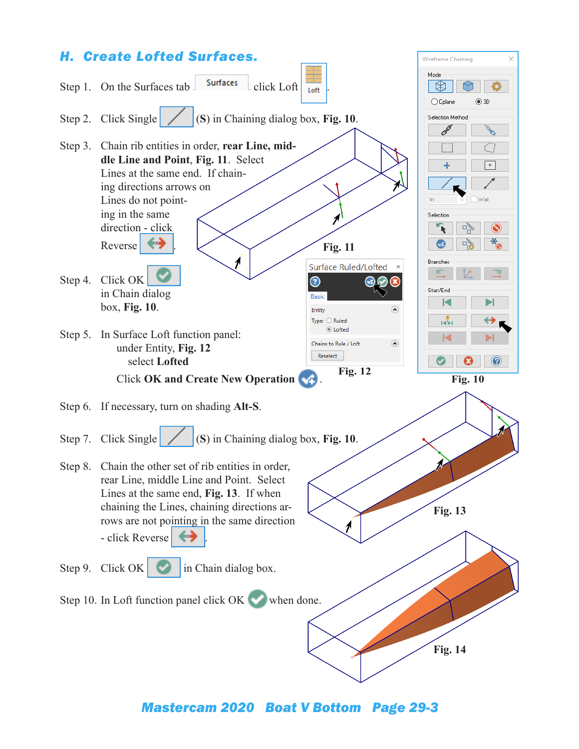## H. Create Lofted Surfaces.

Step 1. On the Surfaces tab Surfaces click Loft Loft.

Step 2. Click Single (S) in Chaining dialog box, **Fig. 10**.

Step 3. Chain rib entities in order, **rear Line, middle Line and Point**, **Fig. 11**. Select Lines at the same end. If chaining directions arrows on Lines do not pointing in the same direction - click Reverse .

Step 4. Click OK in Chain dialog box, **Fig. 10**.

Step 5. In Surface Loft function panel:
under Entity, **Fig. 12**
select **Lofted**

Click **OK and Create New Operation** .

Step 6. If necessary, turn on shading **Alt-S**.

Step 7. Click Single (S) in Chaining dialog box, **Fig. 10**.

Step 8. Chain the other set of rib entities in order, rear Line, middle Line and Point. Select Lines at the same end, **Fig. 13**. If when chaining the Lines, chaining directions arrows are not pointing in the same direction - click Reverse .

Step 9. Click OK in Chain dialog box.

Step 10. In Loft function panel click OK when done.

**Fig. 10**

**Fig. 11**

**Fig. 12**

**Fig. 13**

**Fig. 14**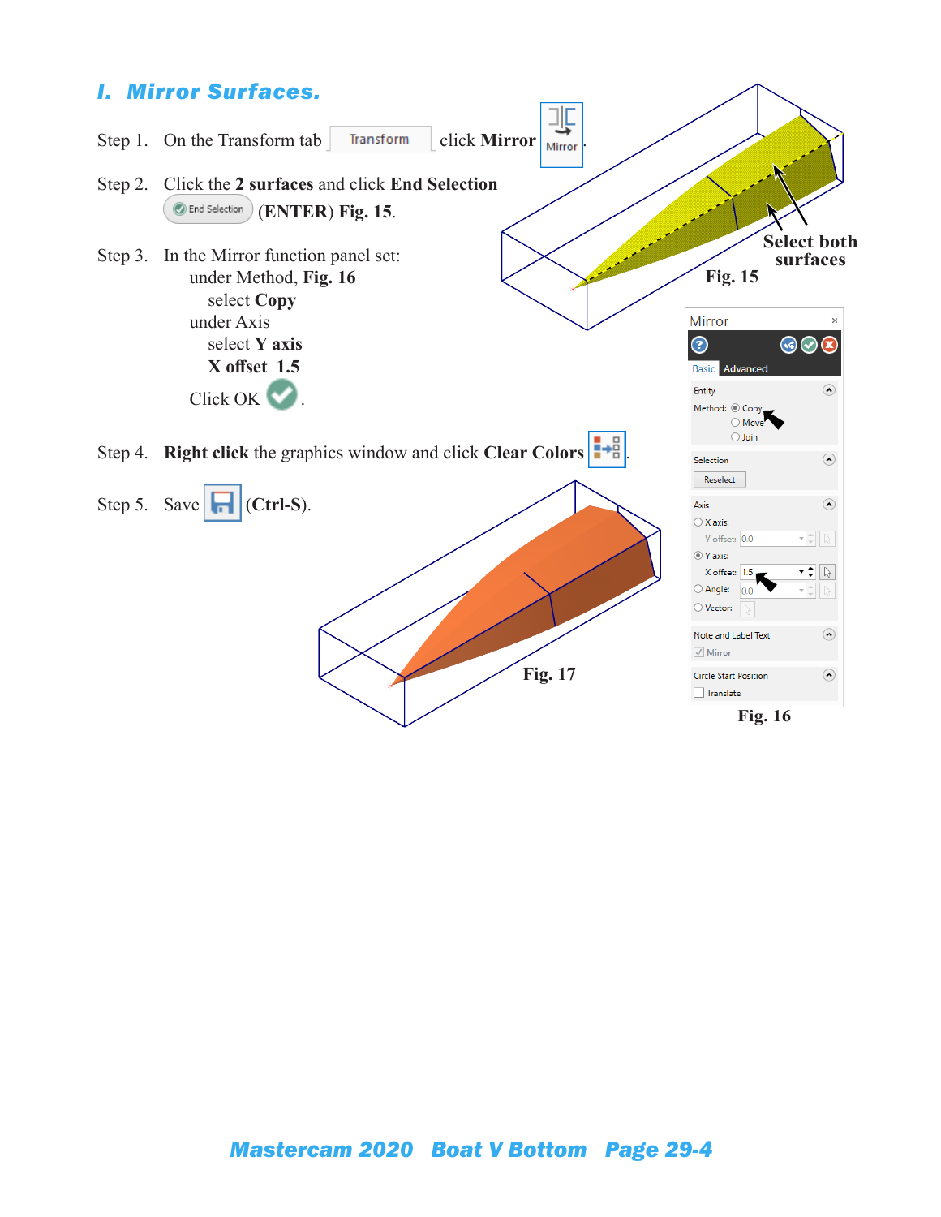## I. Mirror Surfaces.

Step 1. On the Transform tab Transform click **Mirror** Mirror.

Step 2. Click the **2 surfaces** and click **End Selection** End Selection (**ENTER**) **Fig. 15**.

Step 3. In the Mirror function panel set:
under Method, **Fig. 16**
select **Copy**
under Axis
select **Y axis**
**X offset 1.5**
Click OK.

Step 4. **Right click** the graphics window and click **Clear Colors**.

Step 5. Save (**Ctrl-S**).

Select both surfaces

Fig. 15

Mirror

Basic Advanced

Entity

Method: Copy
Move
Join

Selection

Reselect

Axis

X axis:
Y offset: 0.0
Y axis:
X offset: 1.5
Angle: 0.0
Vector:

Note and Label Text

Mirror

Circle Start Position

Translate

Fig. 16

Fig. 17